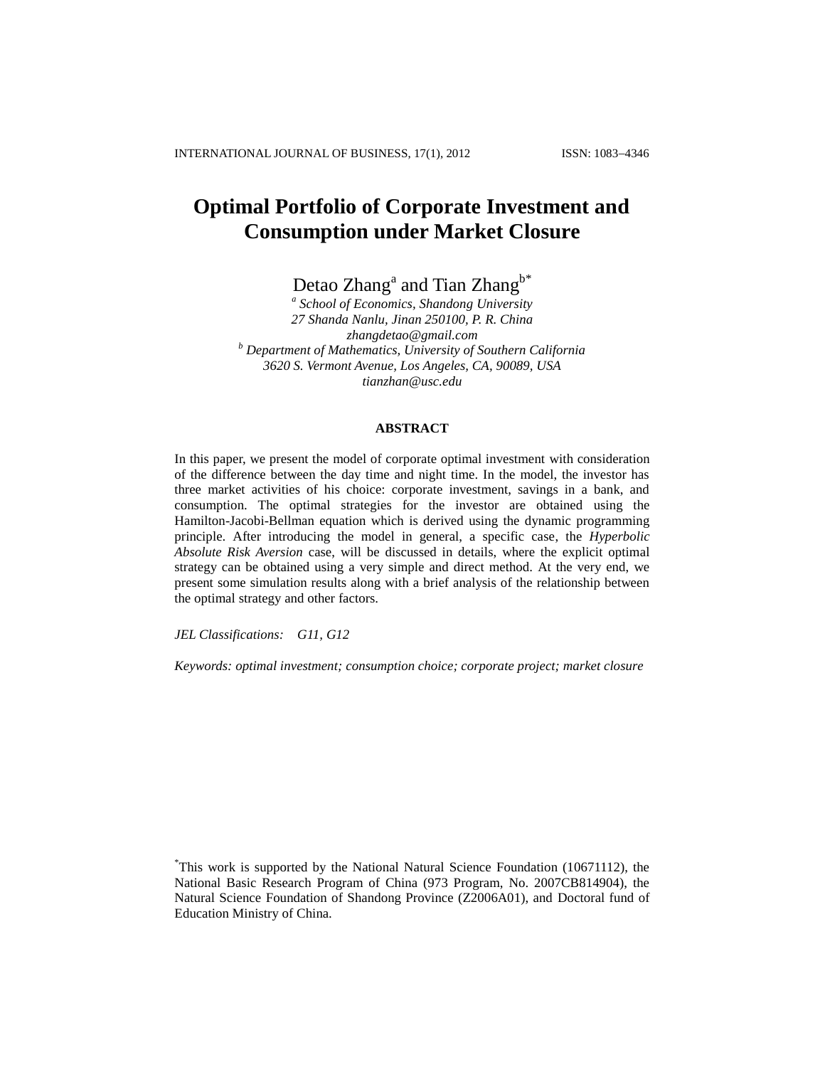# Optimal Portfolio of Corporate Investment and Consumption under Market Closure

Detao Zhang[a] and Tian Zhang[b*]

[a] *School of Economics, Shandong University*
*27 Shanda Nanlu, Jinan 250100, P. R. China*
*zhangdetao@gmail.com*

[b] *Department of Mathematics, University of Southern California*
*3620 S. Vermont Avenue, Los Angeles, CA, 90089, USA*
*tianzhan@usc.edu*

## ABSTRACT

In this paper, we present the model of corporate optimal investment with consideration of the difference between the day time and night time. In the model, the investor has three market activities of his choice: corporate investment, savings in a bank, and consumption. The optimal strategies for the investor are obtained using the Hamilton-Jacobi-Bellman equation which is derived using the dynamic programming principle. After introducing the model in general, a specific case, the *Hyperbolic Absolute Risk Aversion* case, will be discussed in details, where the explicit optimal strategy can be obtained using a very simple and direct method. At the very end, we present some simulation results along with a brief analysis of the relationship between the optimal strategy and other factors.

*JEL Classifications:* G11, G12

*Keywords: optimal investment; consumption choice; corporate project; market closure*

[*] This work is supported by the National Natural Science Foundation (10671112), the National Basic Research Program of China (973 Program, No. 2007CB814904), the Natural Science Foundation of Shandong Province (Z2006A01), and Doctoral fund of Education Ministry of China.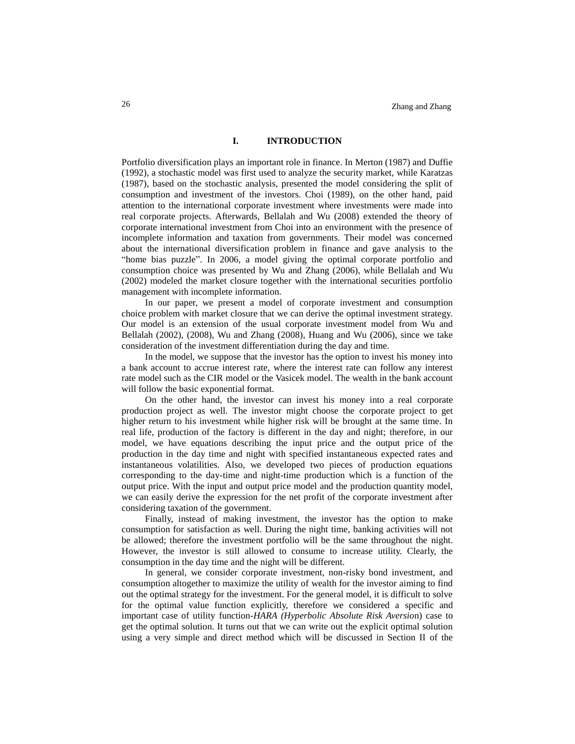## I. INTRODUCTION

Portfolio diversification plays an important role in finance. In Merton (1987) and Duffie (1992), a stochastic model was first used to analyze the security market, while Karatzas (1987), based on the stochastic analysis, presented the model considering the split of consumption and investment of the investors. Choi (1989), on the other hand, paid attention to the international corporate investment where investments were made into real corporate projects. Afterwards, Bellalah and Wu (2008) extended the theory of corporate international investment from Choi into an environment with the presence of incomplete information and taxation from governments. Their model was concerned about the international diversification problem in finance and gave analysis to the "home bias puzzle". In 2006, a model giving the optimal corporate portfolio and consumption choice was presented by Wu and Zhang (2006), while Bellalah and Wu (2002) modeled the market closure together with the international securities portfolio management with incomplete information.

In our paper, we present a model of corporate investment and consumption choice problem with market closure that we can derive the optimal investment strategy. Our model is an extension of the usual corporate investment model from Wu and Bellalah (2002), (2008), Wu and Zhang (2008), Huang and Wu (2006), since we take consideration of the investment differentiation during the day and time.

In the model, we suppose that the investor has the option to invest his money into a bank account to accrue interest rate, where the interest rate can follow any interest rate model such as the CIR model or the Vasicek model. The wealth in the bank account will follow the basic exponential format.

On the other hand, the investor can invest his money into a real corporate production project as well. The investor might choose the corporate project to get higher return to his investment while higher risk will be brought at the same time. In real life, production of the factory is different in the day and night; therefore, in our model, we have equations describing the input price and the output price of the production in the day time and night with specified instantaneous expected rates and instantaneous volatilities. Also, we developed two pieces of production equations corresponding to the day-time and night-time production which is a function of the output price. With the input and output price model and the production quantity model, we can easily derive the expression for the net profit of the corporate investment after considering taxation of the government.

Finally, instead of making investment, the investor has the option to make consumption for satisfaction as well. During the night time, banking activities will not be allowed; therefore the investment portfolio will be the same throughout the night. However, the investor is still allowed to consume to increase utility. Clearly, the consumption in the day time and the night will be different.

In general, we consider corporate investment, non-risky bond investment, and consumption altogether to maximize the utility of wealth for the investor aiming to find out the optimal strategy for the investment. For the general model, it is difficult to solve for the optimal value function explicitly, therefore we considered a specific and important case of utility function-*HARA (Hyperbolic Absolute Risk Aversion*) case to get the optimal solution. It turns out that we can write out the explicit optimal solution using a very simple and direct method which will be discussed in Section II of the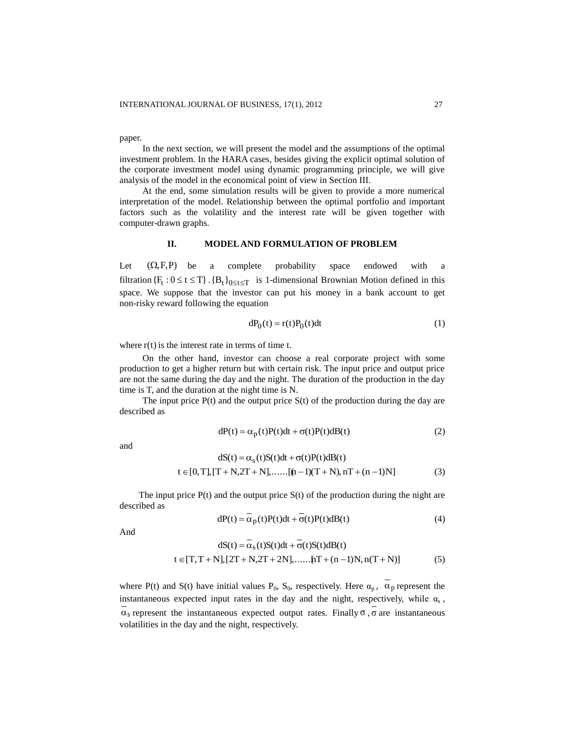paper.

In the next section, we will present the model and the assumptions of the optimal investment problem. In the HARA cases, besides giving the explicit optimal solution of the corporate investment model using dynamic programming principle, we will give analysis of the model in the economical point of view in Section III.

At the end, some simulation results will be given to provide a more numerical interpretation of the model. Relationship between the optimal portfolio and important factors such as the volatility and the interest rate will be given together with computer-drawn graphs.

## II. MODEL AND FORMULATION OF PROBLEM

Let $(\Omega, F, P)$ be a complete probability space endowed with a filtration $\{F_t : 0 \le t \le T\}$. $\{B_t\}_{0 \le t \le T}$ is 1-dimensional Brownian Motion defined in this space. We suppose that the investor can put his money in a bank account to get non-risky reward following the equation

$$dP_0(t) = r(t)P_0(t)dt \tag{1}$$

where $r(t)$ is the interest rate in terms of time t.

On the other hand, investor can choose a real corporate project with some production to get a higher return but with certain risk. The input price and output price are not the same during the day and the night. The duration of the production in the day time is T, and the duration at the night time is N.

The input price P(t) and the output price S(t) of the production during the day are described as

$$dP(t) = \alpha_p(t)P(t)dt + \sigma(t)P(t)dB(t) \tag{2}$$

and

$$dS(t) = \alpha_s(t)S(t)dt + \sigma(t)P(t)dB(t)$$

$$t \in [0,T], [T+N, 2T+N], \ldots\ldots [(n-1)(T+N), nT+(n-1)N] \tag{3}$$

The input price P(t) and the output price S(t) of the production during the night are described as

$$dP(t) = \overline{\alpha}_p(t)P(t)dt + \overline{\sigma}(t)P(t)dB(t) \tag{4}$$

And

$$dS(t) = \overline{\alpha}_s(t)S(t)dt + \overline{\sigma}(t)S(t)dB(t)$$

$$t \in [T, T+N], [2T+N, 2T+2N], \ldots\ldots [nT+(n-1)N, n(T+N)] \tag{5}$$

where P(t) and S(t) have initial values $P_0$, $S_0$, respectively. Here $\alpha_p$, $\overline{\alpha}_p$ represent the instantaneous expected input rates in the day and the night, respectively, while $\alpha_s$, $\overline{\alpha}_s$ represent the instantaneous expected output rates. Finally $\sigma$, $\overline{\sigma}$ are instantaneous volatilities in the day and the night, respectively.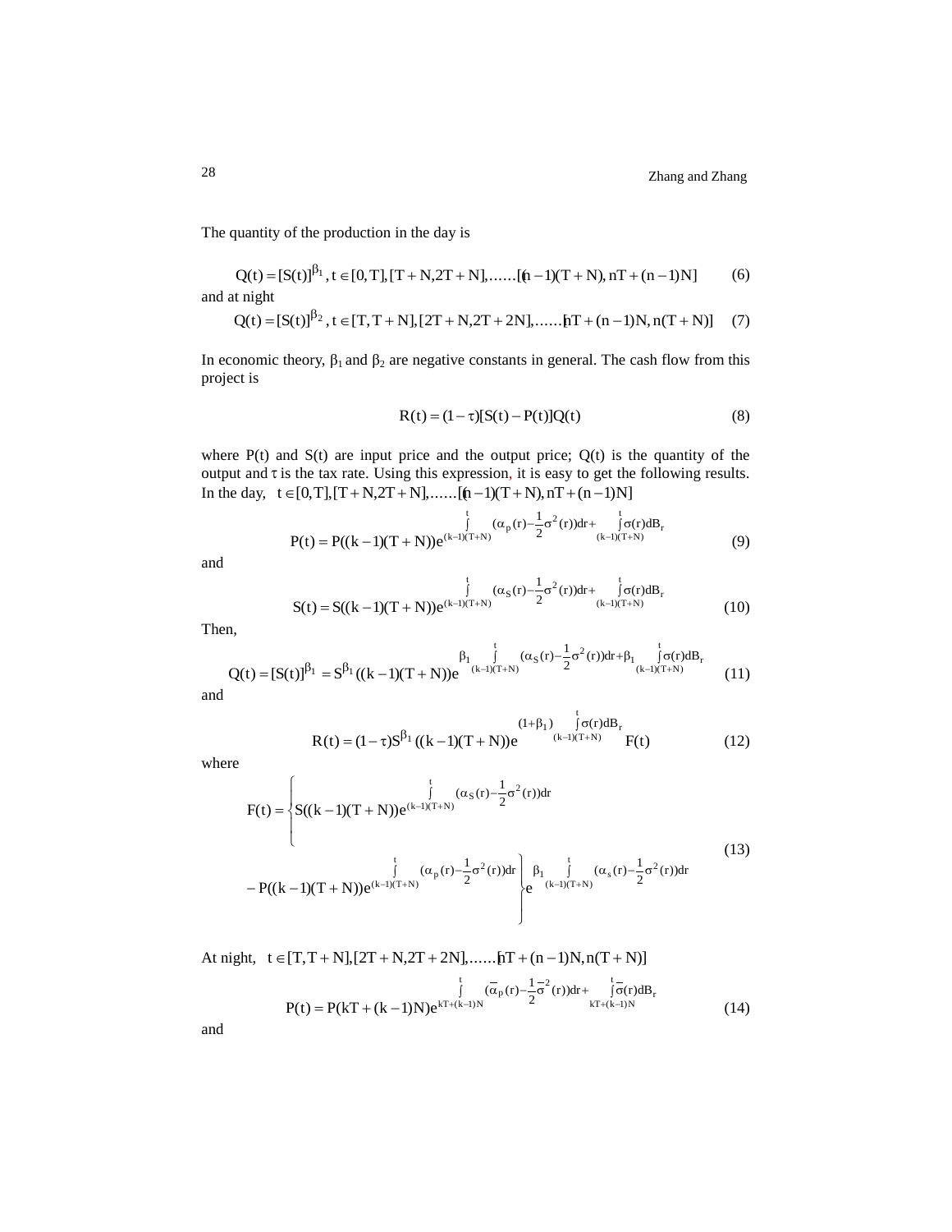The quantity of the production in the day is

$$Q(t) = [S(t)]^{\beta_1}, \; t \in [0, T], [T + N, 2T + N], \ldots\ldots [(n-1)(T + N), nT + (n-1)N] \tag{6}$$

and at night

$$Q(t) = [S(t)]^{\beta_2}, \; t \in [T, T + N], [2T + N, 2T + 2N], \ldots\ldots [nT + (n-1)N, n(T + N)] \tag{7}$$

In economic theory, $\beta_1$ and $\beta_2$ are negative constants in general. The cash flow from this project is

$$R(t) = (1-\tau)[S(t) - P(t)]Q(t) \tag{8}$$

where P(t) and S(t) are input price and the output price; Q(t) is the quantity of the output and $\tau$ is the tax rate. Using this expression, it is easy to get the following results. In the day, $t \in [0, T], [T + N, 2T + N], \ldots\ldots [(n-1)(T + N), nT + (n-1)N]$

$$P(t) = P((k-1)(T + N))e^{\int_{(k-1)(T+N)}^{t} (\alpha_p(r) - \frac{1}{2}\sigma^2(r))dr + \int_{(k-1)(T+N)}^{t} \sigma(r)dB_r} \tag{9}$$

and

$$S(t) = S((k-1)(T + N))e^{\int_{(k-1)(T+N)}^{t} (\alpha_S(r) - \frac{1}{2}\sigma^2(r))dr + \int_{(k-1)(T+N)}^{t} \sigma(r)dB_r} \tag{10}$$

Then,

$$Q(t) = [S(t)]^{\beta_1} = S^{\beta_1}((k-1)(T + N))e^{\beta_1 \int_{(k-1)(T+N)}^{t} (\alpha_S(r) - \frac{1}{2}\sigma^2(r))dr + \beta_1 \int_{(k-1)(T+N)}^{t} \sigma(r)dB_r} \tag{11}$$

and

$$R(t) = (1-\tau)S^{\beta_1}((k-1)(T + N))e^{(1+\beta_1)\int_{(k-1)(T+N)}^{t} \sigma(r)dB_r} F(t) \tag{12}$$

where

$$F(t) = \left\{ S((k-1)(T + N))e^{\int_{(k-1)(T+N)}^{t} (\alpha_S(r) - \frac{1}{2}\sigma^2(r))dr} - P((k-1)(T + N))e^{\int_{(k-1)(T+N)}^{t} (\alpha_p(r) - \frac{1}{2}\sigma^2(r))dr} \right\} e^{\beta_1 \int_{(k-1)(T+N)}^{t} (\alpha_s(r) - \frac{1}{2}\sigma^2(r))dr} \tag{13}$$

At night, $t \in [T, T + N], [2T + N, 2T + 2N], \ldots\ldots [nT + (n-1)N, n(T + N)]$

$$P(t) = P(kT + (k-1)N)e^{\int_{kT+(k-1)N}^{t} (\bar{\alpha}_p(r) - \frac{1}{2}\bar{\sigma}^2(r))dr + \int_{kT+(k-1)N}^{t} \bar{\sigma}(r)dB_r} \tag{14}$$

and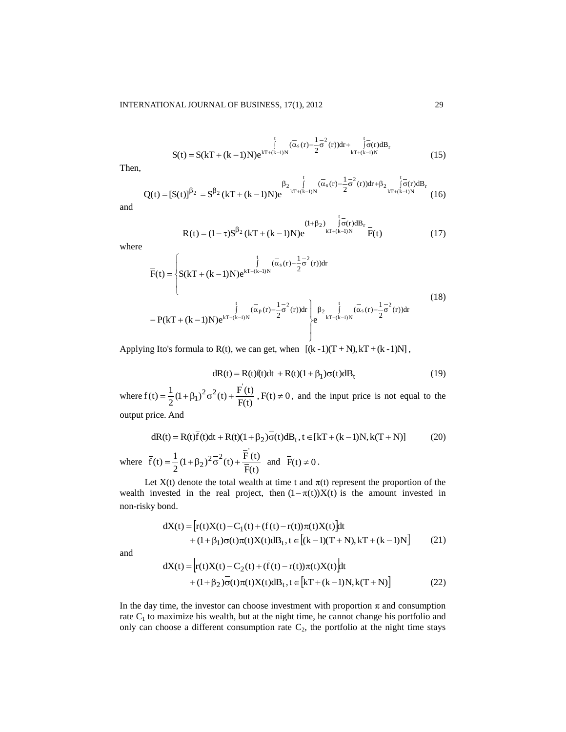$$S(t) = S(kT+(k-1)N)e^{\int_{kT+(k-1)N}^{t} (\overline{\alpha}_s(r) - \frac{1}{2}\overline{\sigma}^2(r))dr + \int_{kT+(k-1)N}^{t} \overline{\sigma}(r)dB_r} \tag{15}$$

Then,

$$Q(t) = [S(t)]^{\beta_2} = S^{\beta_2}(kT+(k-1)N)e^{\beta_2 \int_{kT+(k-1)N}^{t} (\overline{\alpha}_s(r) - \frac{1}{2}\overline{\sigma}^2(r))dr + \beta_2 \int_{kT+(k-1)N}^{t} \overline{\sigma}(r)dB_r} \tag{16}$$

and

$$R(t) = (1-\tau)S^{\beta_2}(kT+(k-1)N)e^{(1+\beta_2)\int_{kT+(k-1)N}^{t} \overline{\sigma}(r)dB_r}\, \overline{F}(t) \tag{17}$$

where

$$\overline{F}(t) = \left\{ S(kT+(k-1)N)e^{\int_{kT+(k-1)N}^{t} (\overline{\alpha}_s(r) - \frac{1}{2}\overline{\sigma}^2(r))dr} - P(kT+(k-1)N)e^{\int_{kT+(k-1)N}^{t} (\overline{\alpha}_p(r) - \frac{1}{2}\overline{\sigma}^2(r))dr} \right\} e^{\beta_2 \int_{kT+(k-1)N}^{t} (\overline{\alpha}_s(r) - \frac{1}{2}\overline{\sigma}^2(r))dr} \tag{18}$$

Applying Ito's formula to R(t), we can get, when $[(k-1)(T+N), kT+(k-1)N]$,

$$dR(t) = R(t)f(t)dt + R(t)(1+\beta_1)\sigma(t)dB_t \tag{19}$$

where $f(t) = \frac{1}{2}(1+\beta_1)^2\sigma^2(t) + \frac{F'(t)}{F(t)}$, $F(t) \neq 0$, and the input price is not equal to the output price. And

$$dR(t) = R(t)\overline{f}(t)dt + R(t)(1+\beta_2)\overline{\sigma}(t)dB_t,\ t \in [kT+(k-1)N, k(T+N)] \tag{20}$$

where $\overline{f}(t) = \frac{1}{2}(1+\beta_2)^2\overline{\sigma}^2(t) + \frac{\overline{F}'(t)}{\overline{F}(t)}$ and $\overline{F}(t) \neq 0$.

Let X(t) denote the total wealth at time t and π(t) represent the proportion of the wealth invested in the real project, then $(1-\pi(t))X(t)$ is the amount invested in non-risky bond.

$$\begin{aligned} dX(t) = &\left[r(t)X(t) - C_1(t) + (f(t) - r(t))\pi(t)X(t)\right]dt \\ &+ (1+\beta_1)\sigma(t)\pi(t)X(t)dB_t,\ t \in \left[(k-1)(T+N), kT+(k-1)N\right] \end{aligned} \tag{21}$$

and

$$\begin{aligned} dX(t) = &\left[r(t)X(t) - C_2(t) + (\overline{f}(t) - r(t))\pi(t)X(t)\right]dt \\ &+ (1+\beta_2)\overline{\sigma}(t)\pi(t)X(t)dB_t,\ t \in \left[kT+(k-1)N, k(T+N)\right] \end{aligned} \tag{22}$$

In the day time, the investor can choose investment with proportion π and consumption rate $C_1$ to maximize his wealth, but at the night time, he cannot change his portfolio and only can choose a different consumption rate $C_2$, the portfolio at the night time stays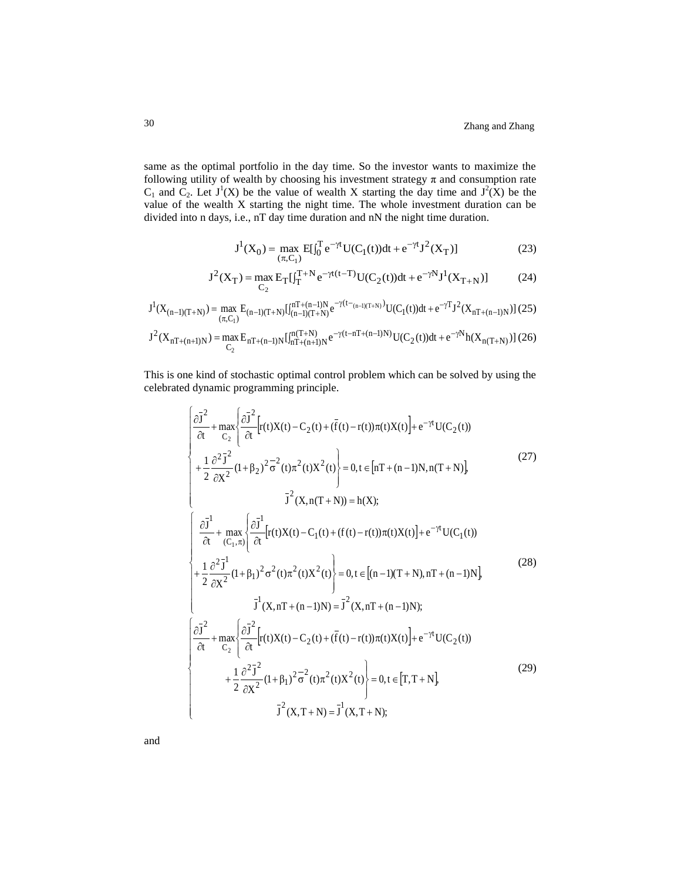same as the optimal portfolio in the day time. So the investor wants to maximize the following utility of wealth by choosing his investment strategy $\pi$ and consumption rate $C_1$ and $C_2$. Let $J^1(X)$ be the value of wealth X starting the day time and $J^2(X)$ be the value of the wealth X starting the night time. The whole investment duration can be divided into n days, i.e., nT day time duration and nN the night time duration.

$$J^1(X_0) = \max_{(\pi, C_1)} E[\int_0^T e^{-\gamma t} U(C_1(t))dt + e^{-\gamma t} J^2(X_T)] \tag{23}$$

$$J^2(X_T) = \max_{C_2} E_T[\int_T^{T+N} e^{-\gamma t(t-T)} U(C_2(t))dt + e^{-\gamma N} J^1(X_{T+N})] \tag{24}$$

$$J^1(X_{(n-1)(T+N)}) = \max_{(\pi, C_1)} E_{(n-1)(T+N)}[\int_{(n-1)(T+N)}^{nT+(n-1)N} e^{-\gamma(t-_{(n-1)(T+N)})} U(C_1(t))dt + e^{-\gamma T} J^2(X_{nT+(n-1)N})] \tag{25}$$

$$J^2(X_{nT+(n+1)N}) = \max_{C_2} E_{nT+(n-1)N}[\int_{nT+(n+1)N}^{n(T+N)} e^{-\gamma(t-nT+(n-1)N)} U(C_2(t))dt + e^{-\gamma N} h(X_{n(T+N)})] \tag{26}$$

This is one kind of stochastic optimal control problem which can be solved by using the celebrated dynamic programming principle.

$$\begin{cases} \dfrac{\partial \bar{J}^2}{\partial t} + \max\limits_{C_2}\left\{ \dfrac{\partial \bar{J}^2}{\partial t}\left[r(t)X(t) - C_2(t) + (\bar{f}(t) - r(t))\pi(t)X(t)\right] + e^{-\gamma t}U(C_2(t)) \right. \\ \left. + \dfrac{1}{2}\dfrac{\partial^2 \bar{J}^2}{\partial X^2}(1+\beta_2)^2 \bar{\sigma}^2(t)\pi^2(t)X^2(t) \right\} = 0, t \in \left[nT + (n-1)N, n(T+N)\right], \\ \bar{J}^2(X, n(T+N)) = h(X); \end{cases} \tag{27}$$

$$\begin{cases} \dfrac{\partial \bar{J}^1}{\partial t} + \max\limits_{(C_1, \pi)}\left\{ \dfrac{\partial \bar{J}^1}{\partial t}\left[r(t)X(t) - C_1(t) + (f(t) - r(t))\pi(t)X(t)\right] + e^{-\gamma t}U(C_1(t)) \right. \\ \left. + \dfrac{1}{2}\dfrac{\partial^2 \bar{J}^1}{\partial X^2}(1+\beta_1)^2 \sigma^2(t)\pi^2(t)X^2(t) \right\} = 0, t \in \left[(n-1)(T+N), nT + (n-1)N\right], \\ \bar{J}^1(X, nT + (n-1)N) = \bar{J}^2(X, nT + (n-1)N); \end{cases} \tag{28}$$

$$\begin{cases} \dfrac{\partial \bar{J}^2}{\partial t} + \max\limits_{C_2}\left\{ \dfrac{\partial \bar{J}^2}{\partial t}\left[r(t)X(t) - C_2(t) + (\bar{f}(t) - r(t))\pi(t)X(t)\right] + e^{-\gamma t}U(C_2(t)) \right. \\ \left. + \dfrac{1}{2}\dfrac{\partial^2 \bar{J}^2}{\partial X^2}(1+\beta_1)^2 \bar{\sigma}^2(t)\pi^2(t)X^2(t) \right\} = 0, t \in \left[T, T+N\right], \\ \bar{J}^2(X, T+N) = \bar{J}^1(X, T+N); \end{cases} \tag{29}$$

and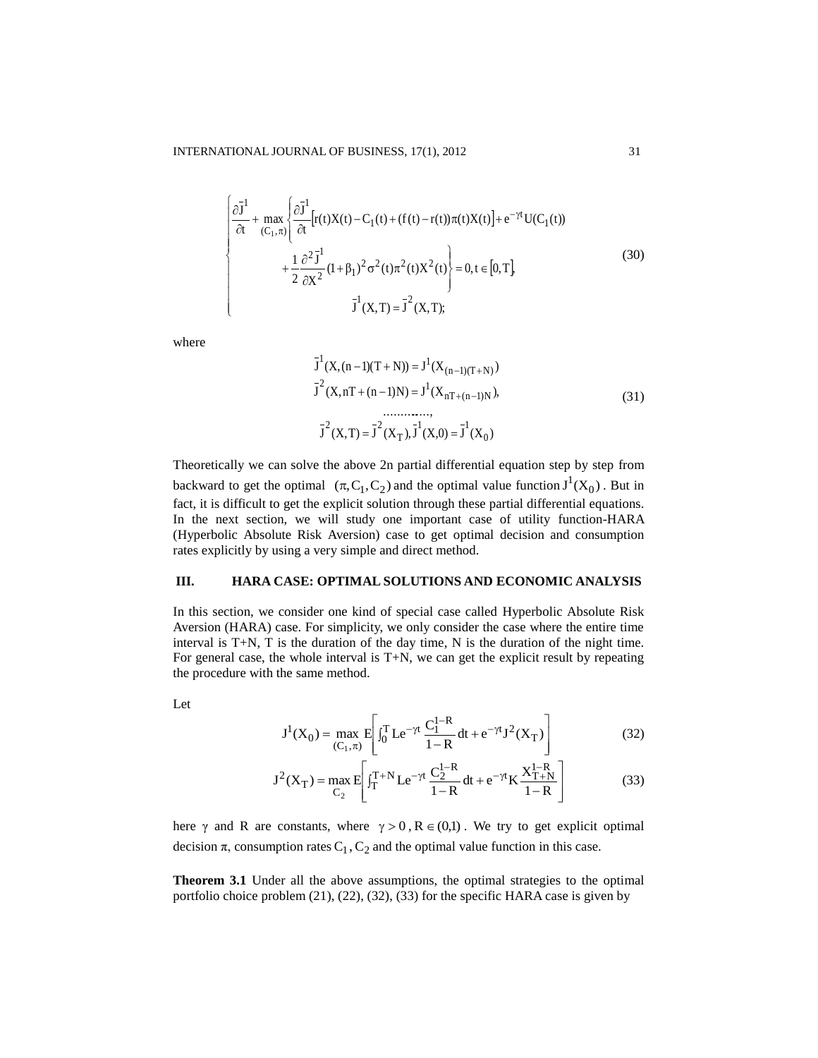$$
\begin{cases}
\dfrac{\partial \bar{J}^1}{\partial t} + \max\limits_{(C_1,\pi)} \left\{ \dfrac{\partial \bar{J}^1}{\partial t}\left[r(t)X(t) - C_1(t) + (f(t) - r(t))\pi(t)X(t)\right] + e^{-\gamma t}U(C_1(t)) \right. \\
\qquad \left. + \dfrac{1}{2}\dfrac{\partial^2 \bar{J}^1}{\partial X^2}(1+\beta_1)^2\sigma^2(t)\pi^2(t)X^2(t) \right\} = 0, t \in [0, T], \\
\qquad\qquad \bar{J}^1(X,T) = \bar{J}^2(X,T);
\end{cases} \tag{30}
$$

where

$$
\begin{aligned}
&\bar{J}^1(X,(n-1)(T+N)) = J^1(X_{(n-1)(T+N)}) \\
&\bar{J}^2(X, nT+(n-1)N) = J^1(X_{nT+(n-1)N}), \\
&\qquad\qquad \ldots\ldots\ldots, \\
&\bar{J}^2(X,T) = \bar{J}^2(X_T), \bar{J}^1(X,0) = \bar{J}^1(X_0)
\end{aligned} \tag{31}
$$

Theoretically we can solve the above 2n partial differential equation step by step from backward to get the optimal $(\pi, C_1, C_2)$ and the optimal value function $J^1(X_0)$. But in fact, it is difficult to get the explicit solution through these partial differential equations. In the next section, we will study one important case of utility function-HARA (Hyperbolic Absolute Risk Aversion) case to get optimal decision and consumption rates explicitly by using a very simple and direct method.

## III. HARA CASE: OPTIMAL SOLUTIONS AND ECONOMIC ANALYSIS

In this section, we consider one kind of special case called Hyperbolic Absolute Risk Aversion (HARA) case. For simplicity, we only consider the case where the entire time interval is T+N, T is the duration of the day time, N is the duration of the night time. For general case, the whole interval is T+N, we can get the explicit result by repeating the procedure with the same method.

Let

$$
J^1(X_0) = \max_{(C_1,\pi)} E\left[\int_0^T L e^{-\gamma t}\frac{C_1^{1-R}}{1-R}dt + e^{-\gamma t}J^2(X_T)\right] \tag{32}
$$

$$
J^2(X_T) = \max_{C_2} E\left[\int_T^{T+N} L e^{-\gamma t}\frac{C_2^{1-R}}{1-R}dt + e^{-\gamma t}K\frac{X_{T+N}^{1-R}}{1-R}\right] \tag{33}
$$

here $\gamma$ and R are constants, where $\gamma > 0$, $R \in (0,1)$. We try to get explicit optimal decision $\pi$, consumption rates $C_1, C_2$ and the optimal value function in this case.

**Theorem 3.1** Under all the above assumptions, the optimal strategies to the optimal portfolio choice problem (21), (22), (32), (33) for the specific HARA case is given by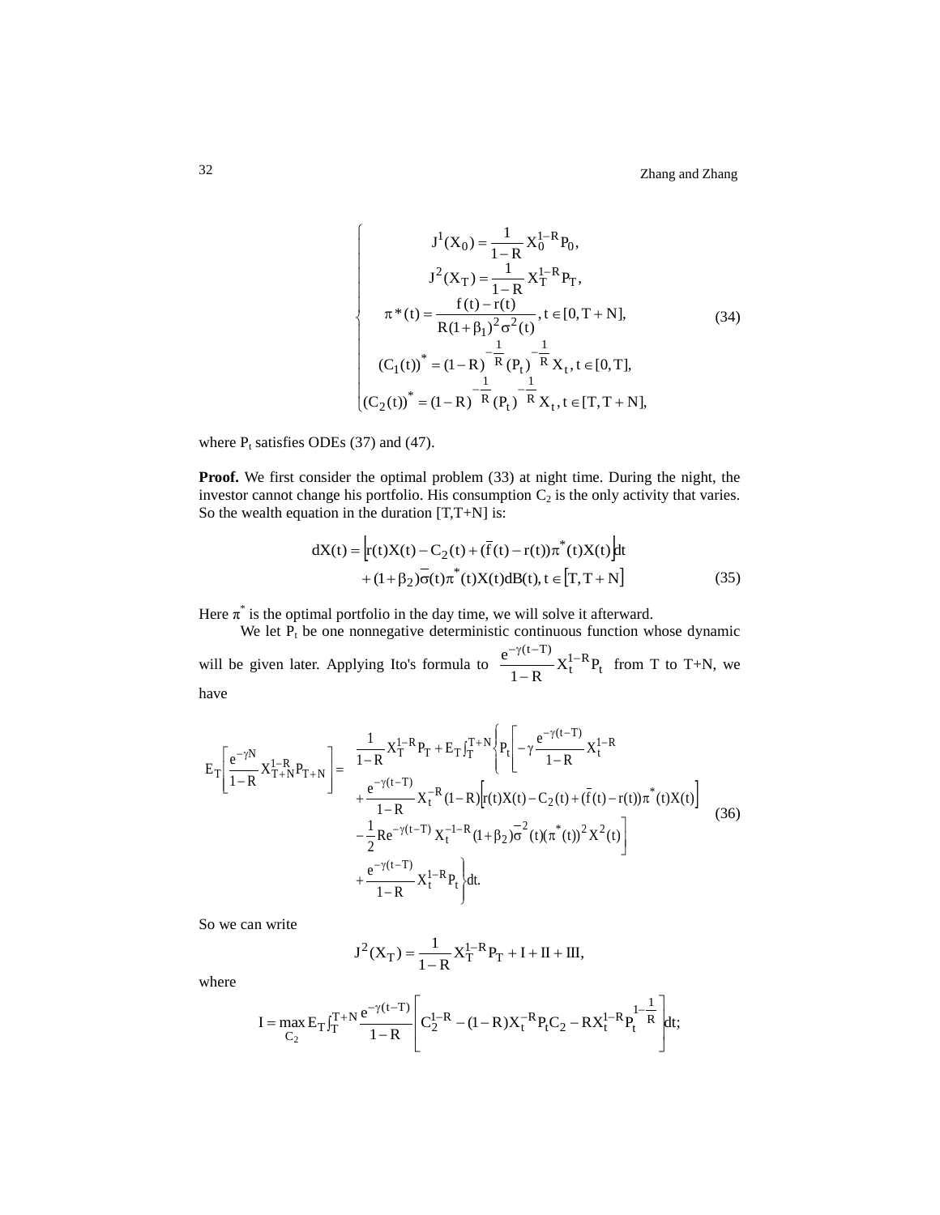$$
\begin{cases}
J^1(X_0) = \dfrac{1}{1-R} X_0^{1-R} P_0, \\
J^2(X_T) = \dfrac{1}{1-R} X_T^{1-R} P_T, \\
\pi^*(t) = \dfrac{f(t) - r(t)}{R(1+\beta_1)^2 \sigma^2(t)}, t \in [0, T+N], \\
(C_1(t))^* = (1-R)^{-\frac{1}{R}} (P_t)^{-\frac{1}{R}} X_t, t \in [0, T], \\
(C_2(t))^* = (1-R)^{-\frac{1}{R}} (P_t)^{-\frac{1}{R}} X_t, t \in [T, T+N],
\end{cases}
\tag{34}
$$

where $P_t$ satisfies ODEs (37) and (47).

**Proof.** We first consider the optimal problem (33) at night time. During the night, the investor cannot change his portfolio. His consumption $C_2$ is the only activity that varies. So the wealth equation in the duration [T,T+N] is:

$$
\begin{aligned}
dX(t) = &\left[ r(t)X(t) - C_2(t) + (\bar{f}(t) - r(t))\pi^*(t)X(t) \right] dt \\
&+ (1+\beta_2)\bar{\sigma}(t)\pi^*(t)X(t)dB(t), t \in \left[ T, T+N \right]
\end{aligned}
\tag{35}
$$

Here $\pi^*$ is the optimal portfolio in the day time, we will solve it afterward.

We let $P_t$ be one nonnegative deterministic continuous function whose dynamic will be given later. Applying Ito's formula to $\dfrac{e^{-\gamma(t-T)}}{1-R} X_t^{1-R} P_t$ from T to T+N, we have

$$
\begin{aligned}
E_T\left[ \frac{e^{-\gamma N}}{1-R} X_{T+N}^{1-R} P_{T+N} \right] = \; & \frac{1}{1-R} X_T^{1-R} P_T + E_T \int_T^{T+N} \Bigg\{ P_t \Bigg[ -\gamma \frac{e^{-\gamma(t-T)}}{1-R} X_t^{1-R} \\
&+ \frac{e^{-\gamma(t-T)}}{1-R} X_t^{-R} (1-R) \left[ r(t)X(t) - C_2(t) + (\bar{f}(t) - r(t))\pi^*(t)X(t) \right] \\
&- \frac{1}{2} R e^{-\gamma(t-T)} X_t^{-1-R} (1+\beta_2) \bar{\sigma}^2(t) (\pi^*(t))^2 X^2(t) \Bigg] \\
&+ \frac{e^{-\gamma(t-T)}}{1-R} X_t^{1-R} \dot{P}_t \Bigg\} dt.
\end{aligned}
\tag{36}
$$

So we can write

$$
J^2(X_T) = \frac{1}{1-R} X_T^{1-R} P_T + I + II + III,
$$

where

$$
I = \max_{C_2} E_T \int_T^{T+N} \frac{e^{-\gamma(t-T)}}{1-R} \left[ C_2^{1-R} - (1-R) X_t^{-R} P_t C_2 - R X_t^{1-R} P_t^{1-\frac{1}{R}} \right] dt;
$$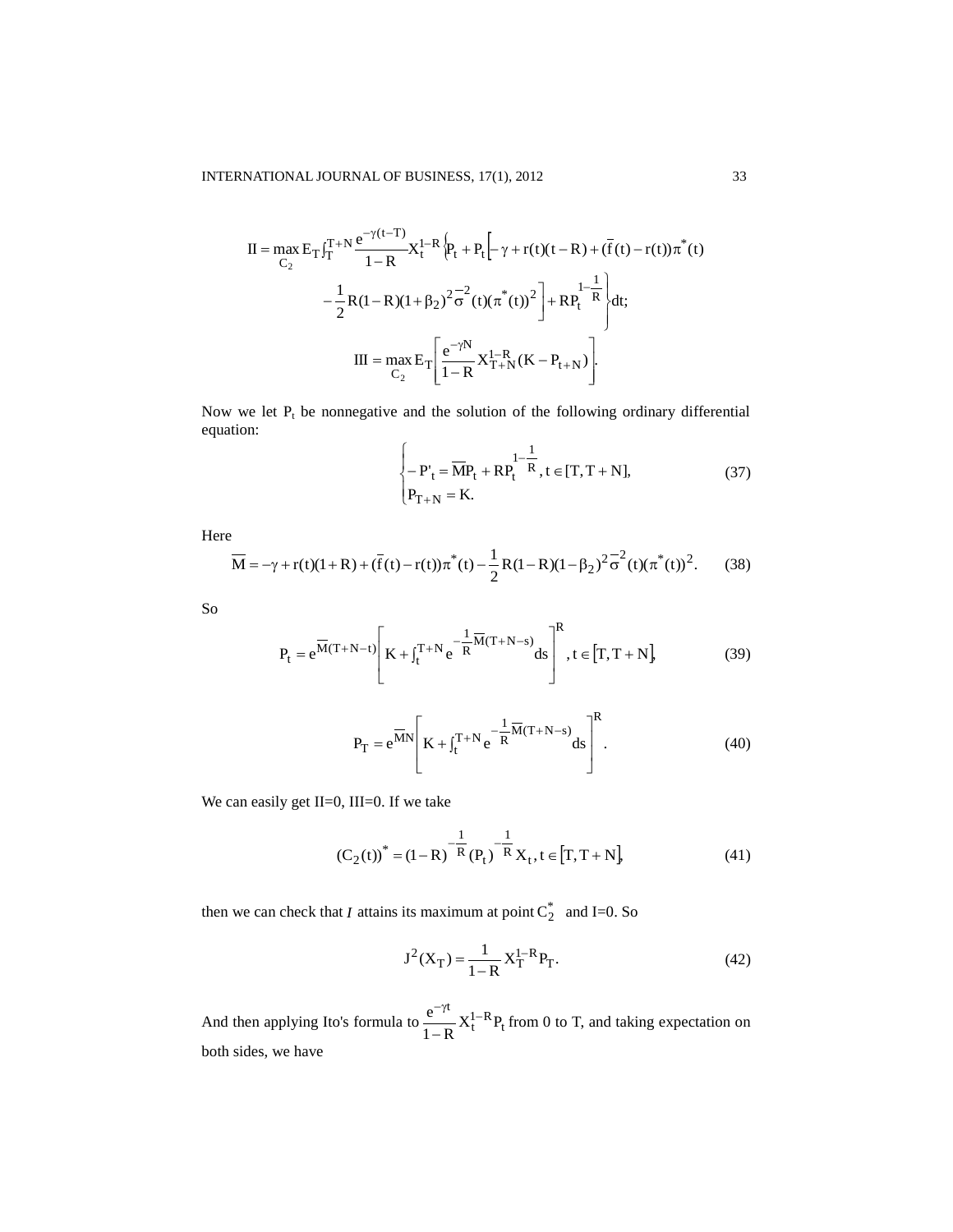$$\text{II} = \max_{C_2} E_T \int_T^{T+N} \frac{e^{-\gamma(t-T)}}{1-R} X_t^{1-R} \Big\{ P_t + P_t \Big[ -\gamma + r(t)(t-R) + (\bar{f}(t) - r(t))\pi^*(t) - \frac{1}{2} R(1-R)(1+\beta_2)^2 \bar{\sigma}^2(t)(\pi^*(t))^2 \Big] + RP_t^{1-\frac{1}{R}} \Big\} dt;$$

$$\text{III} = \max_{C_2} E_T \left[ \frac{e^{-\gamma N}}{1-R} X_{T+N}^{1-R} (K - P_{t+N}) \right].$$

Now we let $P_t$ be nonnegative and the solution of the following ordinary differential equation:

$$\begin{cases} -P'_t = \overline{M} P_t + R P_t^{1-\frac{1}{R}}, t \in [T, T+N], \\ P_{T+N} = K. \end{cases} \tag{37}$$

Here

$$\overline{M} = -\gamma + r(t)(1+R) + (\bar{f}(t) - r(t))\pi^*(t) - \frac{1}{2} R(1-R)(1-\beta_2)^2 \bar{\sigma}^2(t)(\pi^*(t))^2. \tag{38}$$

So

$$P_t = e^{\overline{M}(T+N-t)} \left[ K + \int_t^{T+N} e^{-\frac{1}{R}\overline{M}(T+N-s)} ds \right]^R, t \in [T, T+N], \tag{39}$$

$$P_T = e^{\overline{M}N} \left[ K + \int_t^{T+N} e^{-\frac{1}{R}\overline{M}(T+N-s)} ds \right]^R. \tag{40}$$

We can easily get II=0, III=0. If we take

$$(C_2(t))^* = (1-R)^{-\frac{1}{R}} (P_t)^{-\frac{1}{R}} X_t, t \in [T, T+N], \tag{41}$$

then we can check that $I$ attains its maximum at point $C_2^*$ and I=0. So

$$J^2(X_T) = \frac{1}{1-R} X_T^{1-R} P_T. \tag{42}$$

And then applying Ito's formula to $\frac{e^{-\gamma t}}{1-R} X_t^{1-R} P_t$ from 0 to T, and taking expectation on both sides, we have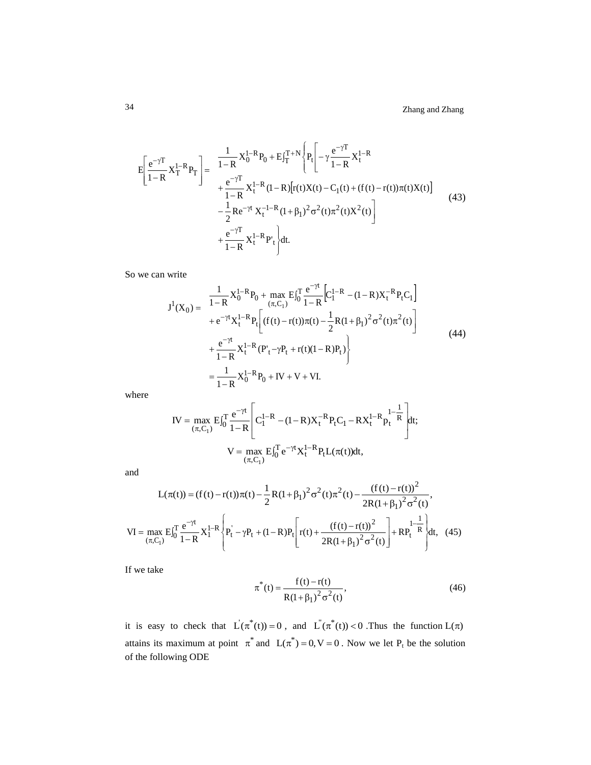$$
E\left[\frac{e^{-\gamma T}}{1-R}X_T^{1-R}P_T\right] = \begin{aligned}[t] &\frac{1}{1-R}X_0^{1-R}P_0 + E\int_T^{T+N}\Bigg\{P_t\Bigg[-\gamma\frac{e^{-\gamma T}}{1-R}X_t^{1-R} \\ &+\frac{e^{-\gamma T}}{1-R}X_t^{1-R}(1-R)\big[r(t)X(t)-C_1(t)+(f(t)-r(t))\pi(t)X(t)\big] \\ &-\frac{1}{2}Re^{-\gamma t}X_t^{-1-R}(1+\beta_1)^2\sigma^2(t)\pi^2(t)X^2(t)\Bigg] \\ &+\frac{e^{-\gamma T}}{1-R}X_t^{1-R}P'_t\Bigg\}dt. \end{aligned} \tag{43}
$$

So we can write

$$
J^1(X_0) = \begin{aligned}[t] &\frac{1}{1-R}X_0^{1-R}P_0 + \max_{(\pi,C_1)} E\int_0^T\frac{e^{-\gamma t}}{1-R}\Big[C_1^{1-R}-(1-R)X_t^{-R}P_tC_1\Big] \\ &+e^{-\gamma t}X_t^{1-R}P_t\Bigg[(f(t)-r(t))\pi(t)-\frac{1}{2}R(1+\beta_1)^2\sigma^2(t)\pi^2(t)\Bigg] \\ &+\frac{e^{-\gamma t}}{1-R}X_t^{1-R}(P'_t-\gamma P_t+r(t)(1-R)P_t)\Bigg\} \\ &=\frac{1}{1-R}X_0^{1-R}P_0+IV+V+VI. \end{aligned} \tag{44}
$$

where

$$
IV = \max_{(\pi,C_1)} E\int_0^T\frac{e^{-\gamma t}}{1-R}\left[C_1^{1-R}-(1-R)X_t^{-R}P_tC_1-RX_t^{1-R}p_t^{1-\frac{1}{R}}\right]dt;
$$

$$
V = \max_{(\pi,C_1)} E\int_0^T e^{-\gamma t}X_t^{1-R}P_tL(\pi(t))dt,
$$

and

$$
L(\pi(t)) = (f(t)-r(t))\pi(t)-\frac{1}{2}R(1+\beta_1)^2\sigma^2(t)\pi^2(t)-\frac{(f(t)-r(t))^2}{2R(1+\beta_1)^2\sigma^2(t)},
$$

$$
VI = \max_{(\pi,C_1)} E\int_0^T\frac{e^{-\gamma t}}{1-R}X_1^{1-R}\left\{P_t^{'}-\gamma P_t+(1-R)P_t\left[r(t)+\frac{(f(t)-r(t))^2}{2R(1+\beta_1)^2\sigma^2(t)}\right]+RP_t^{1-\frac{1}{R}}\right\}dt, \tag{45}
$$

If we take

$$
\pi^*(t) = \frac{f(t)-r(t)}{R(1+\beta_1)^2\sigma^2(t)}, \tag{46}
$$

it is easy to check that $L^{'}(\pi^*(t))=0$, and $L^{''}(\pi^*(t))<0$. Thus the function $L(\pi)$ attains its maximum at point $\pi^*$ and $L(\pi^*)=0, V=0$. Now we let $P_t$ be the solution of the following ODE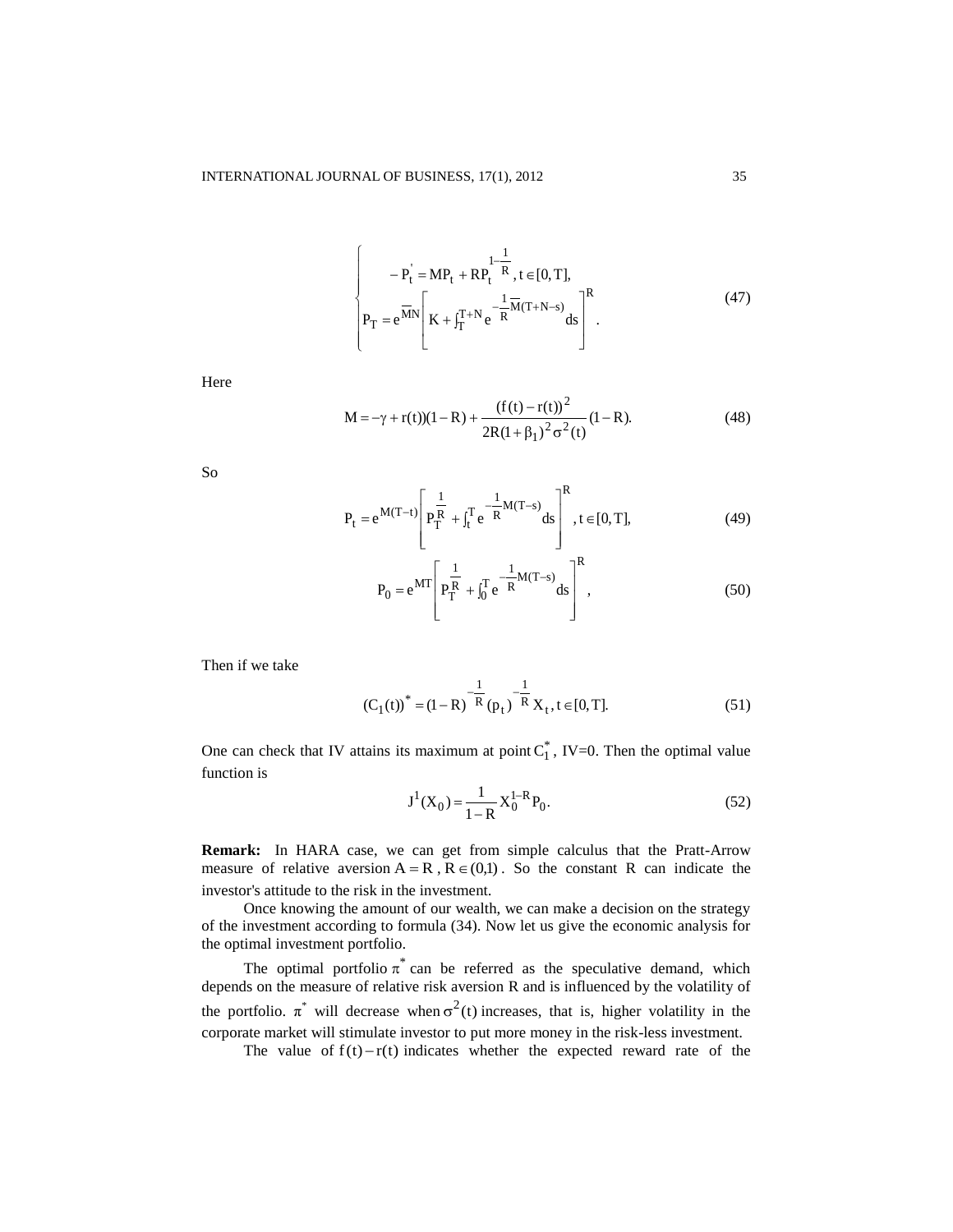$$
\begin{cases} -P_t' = MP_t + RP_t^{1-\frac{1}{R}}, t \in [0,T], \\ P_T = e^{\overline{M}N}\left[K + \int_T^{T+N} e^{-\frac{1}{R}\overline{M}(T+N-s)} ds\right]^R. \end{cases} \tag{47}
$$

Here

$$
M = -\gamma + r(t))(1-R) + \frac{(f(t)-r(t))^2}{2R(1+\beta_1)^2\sigma^2(t)}(1-R). \tag{48}
$$

So

$$
P_t = e^{M(T-t)}\left[P_T^{\frac{1}{R}} + \int_t^T e^{-\frac{1}{R}M(T-s)} ds\right]^R, t \in [0,T], \tag{49}
$$

$$
P_0 = e^{MT}\left[P_T^{\frac{1}{R}} + \int_0^T e^{-\frac{1}{R}M(T-s)} ds\right]^R, \tag{50}
$$

Then if we take

$$
(C_1(t))^* = (1-R)^{-\frac{1}{R}}(p_t)^{-\frac{1}{R}} X_t, t \in [0,T]. \tag{51}
$$

One can check that IV attains its maximum at point $C_1^*$, IV=0. Then the optimal value function is

$$
J^1(X_0) = \frac{1}{1-R} X_0^{1-R} P_0. \tag{52}
$$

**Remark:** In HARA case, we can get from simple calculus that the Pratt-Arrow measure of relative aversion $A = R$, $R \in (0,1)$. So the constant R can indicate the investor's attitude to the risk in the investment.

Once knowing the amount of our wealth, we can make a decision on the strategy of the investment according to formula (34). Now let us give the economic analysis for the optimal investment portfolio.

The optimal portfolio $\pi^*$ can be referred as the speculative demand, which depends on the measure of relative risk aversion R and is influenced by the volatility of the portfolio. $\pi^*$ will decrease when $\sigma^2(t)$ increases, that is, higher volatility in the corporate market will stimulate investor to put more money in the risk-less investment.

The value of $f(t) - r(t)$ indicates whether the expected reward rate of the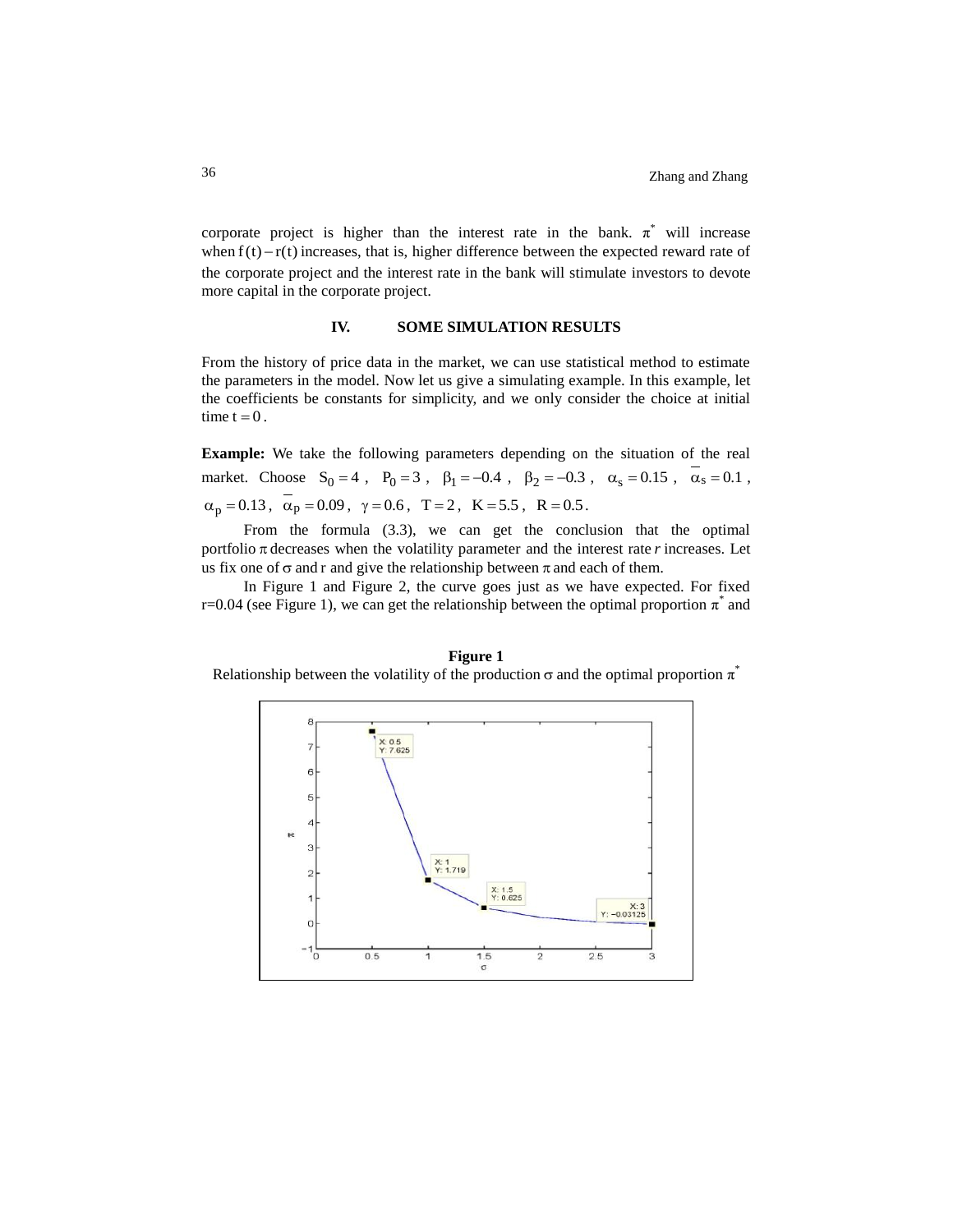corporate project is higher than the interest rate in the bank. $\pi^*$ will increase when $f(t) - r(t)$ increases, that is, higher difference between the expected reward rate of the corporate project and the interest rate in the bank will stimulate investors to devote more capital in the corporate project.

## IV. SOME SIMULATION RESULTS

From the history of price data in the market, we can use statistical method to estimate the parameters in the model. Now let us give a simulating example. In this example, let the coefficients be constants for simplicity, and we only consider the choice at initial time $t = 0$.

**Example:** We take the following parameters depending on the situation of the real market. Choose $S_0 = 4$, $P_0 = 3$, $\beta_1 = -0.4$, $\beta_2 = -0.3$, $\alpha_s = 0.15$, $\overline{\alpha}_s = 0.1$, $\alpha_p = 0.13$, $\overline{\alpha}_p = 0.09$, $\gamma = 0.6$, $T = 2$, $K = 5.5$, $R = 0.5$.

From the formula (3.3), we can get the conclusion that the optimal portfolio $\pi$ decreases when the volatility parameter and the interest rate *r* increases. Let us fix one of $\sigma$ and r and give the relationship between $\pi$ and each of them.

In Figure 1 and Figure 2, the curve goes just as we have expected. For fixed r=0.04 (see Figure 1), we can get the relationship between the optimal proportion $\pi^*$ and

**Figure 1**

Relationship between the volatility of the production $\sigma$ and the optimal proportion $\pi^*$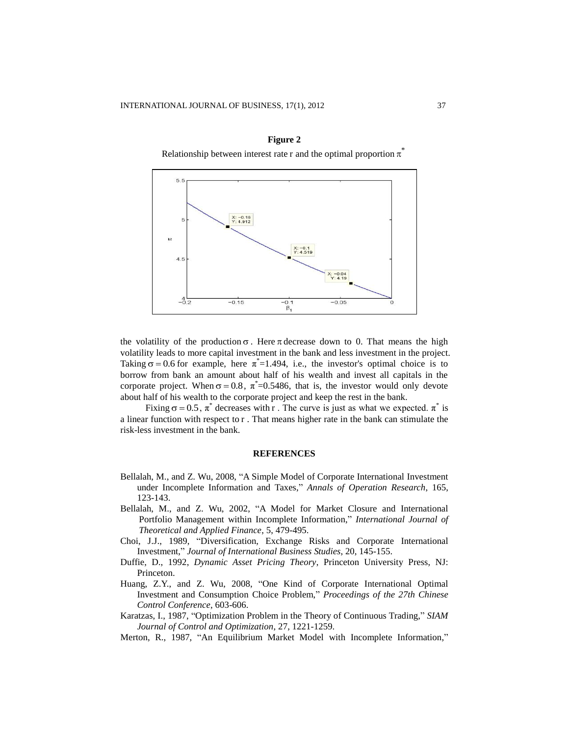**Figure 2**

Relationship between interest rate r and the optimal proportion $\pi^*$

the volatility of the production $\sigma$. Here $\pi$ decrease down to 0. That means the high volatility leads to more capital investment in the bank and less investment in the project. Taking $\sigma = 0.6$ for example, here $\pi^*$=1.494, i.e., the investor's optimal choice is to borrow from bank an amount about half of his wealth and invest all capitals in the corporate project. When $\sigma = 0.8$, $\pi^*$=0.5486, that is, the investor would only devote about half of his wealth to the corporate project and keep the rest in the bank.

Fixing $\sigma = 0.5$, $\pi^*$ decreases with r. The curve is just as what we expected. $\pi^*$ is a linear function with respect to r. That means higher rate in the bank can stimulate the risk-less investment in the bank.

## REFERENCES

Bellalah, M., and Z. Wu, 2008, "A Simple Model of Corporate International Investment under Incomplete Information and Taxes," *Annals of Operation Research*, 165, 123-143.

Bellalah, M., and Z. Wu, 2002, "A Model for Market Closure and International Portfolio Management within Incomplete Information," *International Journal of Theoretical and Applied Finance*, 5, 479-495.

Choi, J.J., 1989, "Diversification, Exchange Risks and Corporate International Investment," *Journal of International Business Studies*, 20, 145-155.

Duffie, D., 1992, *Dynamic Asset Pricing Theory*, Princeton University Press, NJ: Princeton.

Huang, Z.Y., and Z. Wu, 2008, "One Kind of Corporate International Optimal Investment and Consumption Choice Problem," *Proceedings of the 27th Chinese Control Conference*, 603-606.

Karatzas, I., 1987, "Optimization Problem in the Theory of Continuous Trading," *SIAM Journal of Control and Optimization*, 27, 1221-1259.

Merton, R., 1987, "An Equilibrium Market Model with Incomplete Information,"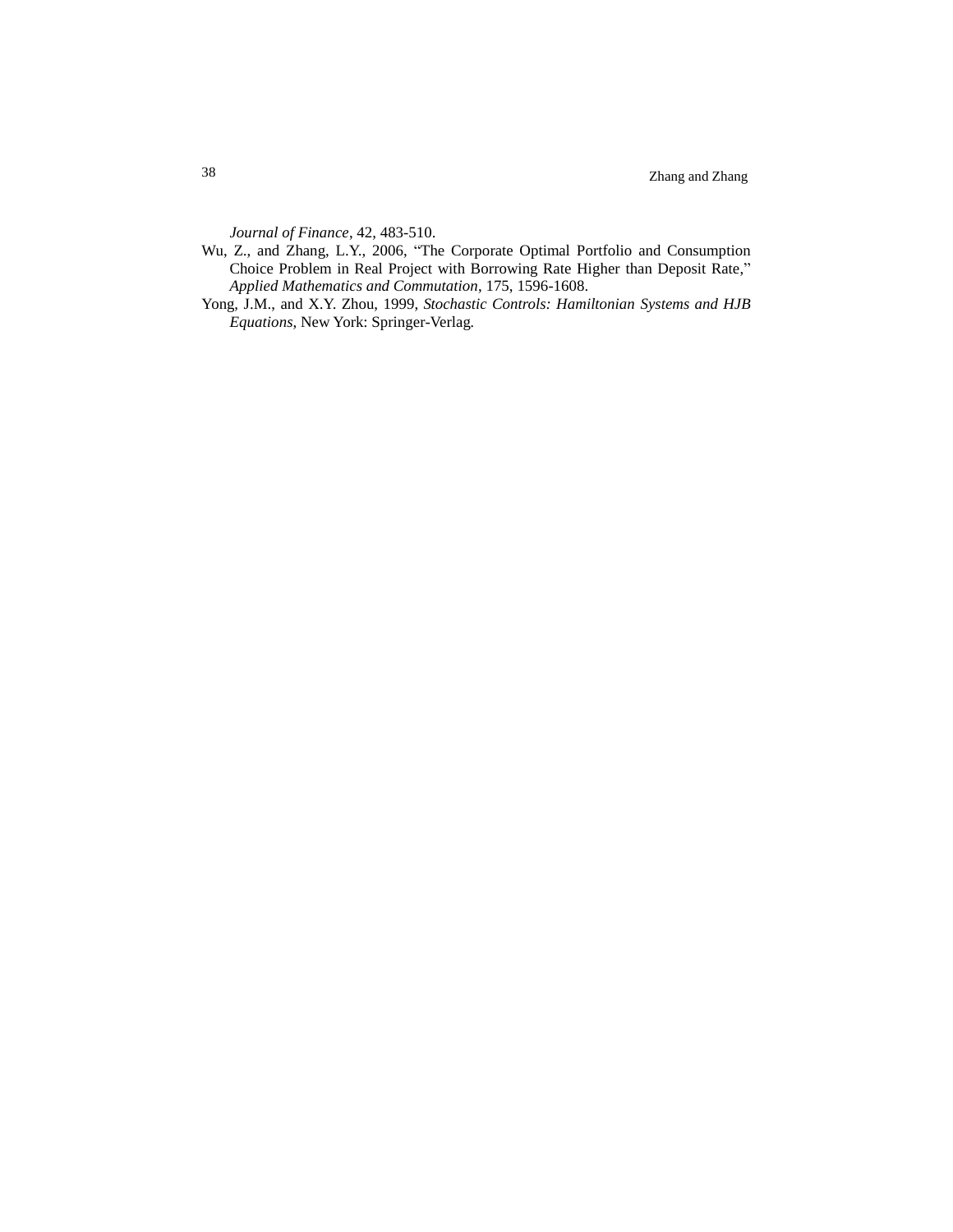*Journal of Finance*, 42, 483-510.

Wu, Z., and Zhang, L.Y., 2006, "The Corporate Optimal Portfolio and Consumption Choice Problem in Real Project with Borrowing Rate Higher than Deposit Rate," *Applied Mathematics and Commutation*, 175, 1596-1608.

Yong, J.M., and X.Y. Zhou, 1999, *Stochastic Controls: Hamiltonian Systems and HJB Equations*, New York: Springer-Verlag.